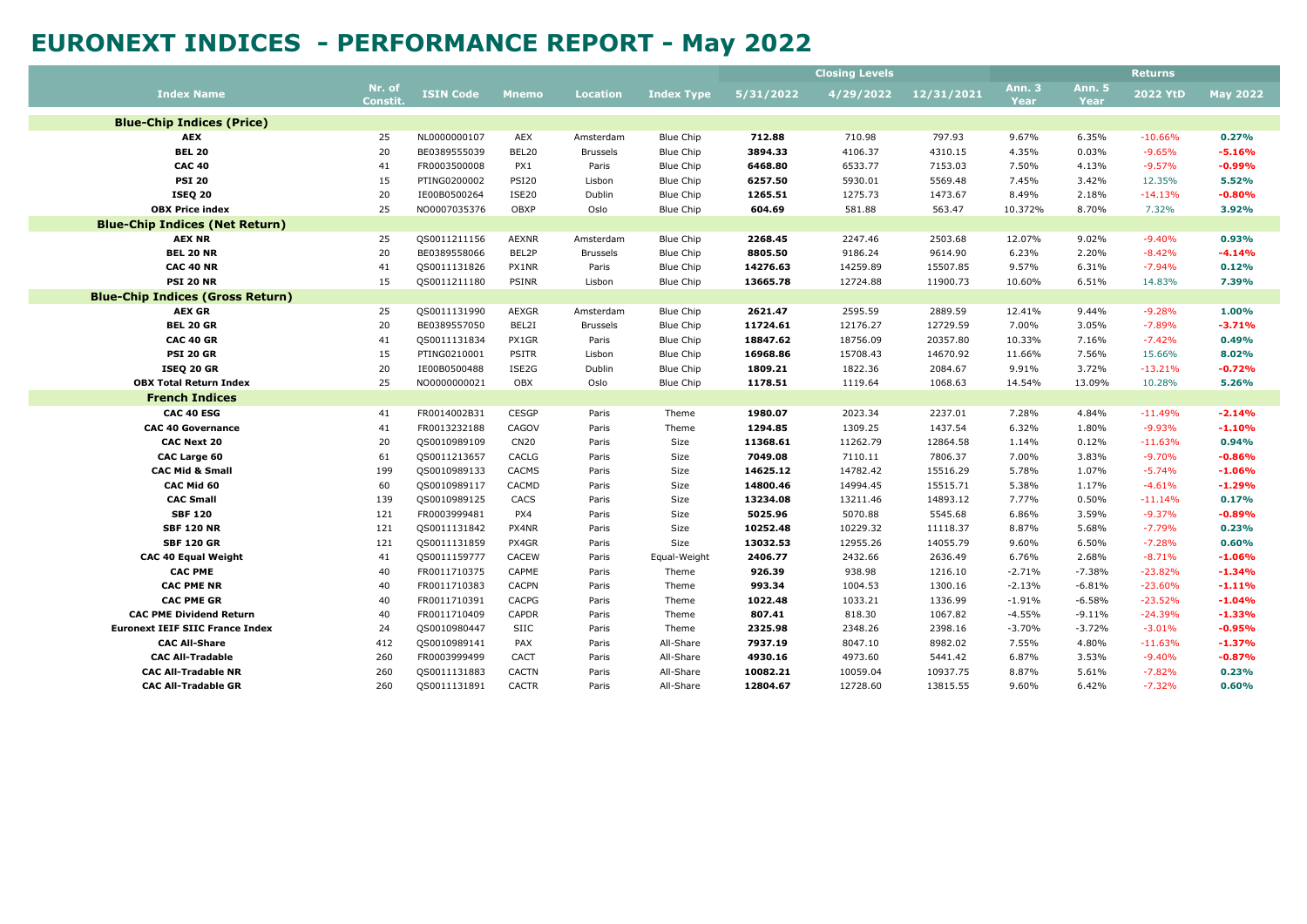# EURONEXT INDICES - PERFORMANCE REPORT - May 2022

| Index Name | Nr. of Constit. | ISIN Code | Mnemo | Location | Index Type | Closing Levels | | | Returns | | | |
|---|---|---|---|---|---|---|---|---|---|---|---|---|
| | | | | | | 5/31/2022 | 4/29/2022 | 12/31/2021 | Ann. 3 Year | Ann. 5 Year | 2022 YtD | May 2022 |
| **Blue-Chip Indices (Price)** | | | | | | | | | | | | |
| **AEX** | 25 | NL0000000107 | AEX | Amsterdam | Blue Chip | **712.88** | 710.98 | 797.93 | 9.67% | 6.35% | -10.66% | **0.27%** |
| **BEL 20** | 20 | BE0389555039 | BEL20 | Brussels | Blue Chip | **3894.33** | 4106.37 | 4310.15 | 4.35% | 0.03% | -9.65% | **-5.16%** |
| **CAC 40** | 41 | FR0003500008 | PX1 | Paris | Blue Chip | **6468.80** | 6533.77 | 7153.03 | 7.50% | 4.13% | -9.57% | **-0.99%** |
| **PSI 20** | 15 | PTING0200002 | PSI20 | Lisbon | Blue Chip | **6257.50** | 5930.01 | 5569.48 | 7.45% | 3.42% | 12.35% | **5.52%** |
| **ISEQ 20** | 20 | IE00B0500264 | ISE20 | Dublin | Blue Chip | **1265.51** | 1275.73 | 1473.67 | 8.49% | 2.18% | -14.13% | **-0.80%** |
| **OBX Price index** | 25 | NO0007035376 | OBXP | Oslo | Blue Chip | **604.69** | 581.88 | 563.47 | 10.372% | 8.70% | 7.32% | **3.92%** |
| **Blue-Chip Indices (Net Return)** | | | | | | | | | | | | |
| **AEX NR** | 25 | QS0011211156 | AEXNR | Amsterdam | Blue Chip | **2268.45** | 2247.46 | 2503.68 | 12.07% | 9.02% | -9.40% | **0.93%** |
| **BEL 20 NR** | 20 | BE0389558066 | BEL2P | Brussels | Blue Chip | **8805.50** | 9186.24 | 9614.90 | 6.23% | 2.20% | -8.42% | **-4.14%** |
| **CAC 40 NR** | 41 | QS0011131826 | PX1NR | Paris | Blue Chip | **14276.63** | 14259.89 | 15507.85 | 9.57% | 6.31% | -7.94% | **0.12%** |
| **PSI 20 NR** | 15 | QS0011211180 | PSINR | Lisbon | Blue Chip | **13665.78** | 12724.88 | 11900.73 | 10.60% | 6.51% | 14.83% | **7.39%** |
| **Blue-Chip Indices (Gross Return)** | | | | | | | | | | | | |
| **AEX GR** | 25 | QS0011131990 | AEXGR | Amsterdam | Blue Chip | **2621.47** | 2595.59 | 2889.59 | 12.41% | 9.44% | -9.28% | **1.00%** |
| **BEL 20 GR** | 20 | BE0389557050 | BEL2I | Brussels | Blue Chip | **11724.61** | 12176.27 | 12729.59 | 7.00% | 3.05% | -7.89% | **-3.71%** |
| **CAC 40 GR** | 41 | QS0011131834 | PX1GR | Paris | Blue Chip | **18847.62** | 18756.09 | 20357.80 | 10.33% | 7.16% | -7.42% | **0.49%** |
| **PSI 20 GR** | 15 | PTING0210001 | PSITR | Lisbon | Blue Chip | **16968.86** | 15708.43 | 14670.92 | 11.66% | 7.56% | 15.66% | **8.02%** |
| **ISEQ 20 GR** | 20 | IE00B0500488 | ISE2G | Dublin | Blue Chip | **1809.21** | 1822.36 | 2084.67 | 9.91% | 3.72% | -13.21% | **-0.72%** |
| **OBX Total Return Index** | 25 | NO0000000021 | OBX | Oslo | Blue Chip | **1178.51** | 1119.64 | 1068.63 | 14.54% | 13.09% | 10.28% | **5.26%** |
| **French Indices** | | | | | | | | | | | | |
| **CAC 40 ESG** | 41 | FR0014002B31 | CESGP | Paris | Theme | **1980.07** | 2023.34 | 2237.01 | 7.28% | 4.84% | -11.49% | **-2.14%** |
| **CAC 40 Governance** | 41 | FR0013232188 | CAGOV | Paris | Theme | **1294.85** | 1309.25 | 1437.54 | 6.32% | 1.80% | -9.93% | **-1.10%** |
| **CAC Next 20** | 20 | QS0010989109 | CN20 | Paris | Size | **11368.61** | 11262.79 | 12864.58 | 1.14% | 0.12% | -11.63% | **0.94%** |
| **CAC Large 60** | 61 | QS0011213657 | CACLG | Paris | Size | **7049.08** | 7110.11 | 7806.37 | 7.00% | 3.83% | -9.70% | **-0.86%** |
| **CAC Mid & Small** | 199 | QS0010989133 | CACMS | Paris | Size | **14625.12** | 14782.42 | 15516.29 | 5.78% | 1.07% | -5.74% | **-1.06%** |
| **CAC Mid 60** | 60 | QS0010989117 | CACMD | Paris | Size | **14800.46** | 14994.45 | 15515.71 | 5.38% | 1.17% | -4.61% | **-1.29%** |
| **CAC Small** | 139 | QS0010989125 | CACS | Paris | Size | **13234.08** | 13211.46 | 14893.12 | 7.77% | 0.50% | -11.14% | **0.17%** |
| **SBF 120** | 121 | FR0003999481 | PX4 | Paris | Size | **5025.96** | 5070.88 | 5545.68 | 6.86% | 3.59% | -9.37% | **-0.89%** |
| **SBF 120 NR** | 121 | QS0011131842 | PX4NR | Paris | Size | **10252.48** | 10229.32 | 11118.37 | 8.87% | 5.68% | -7.79% | **0.23%** |
| **SBF 120 GR** | 121 | QS0011131859 | PX4GR | Paris | Size | **13032.53** | 12955.26 | 14055.79 | 9.60% | 6.50% | -7.28% | **0.60%** |
| **CAC 40 Equal Weight** | 41 | QS0011159777 | CACEW | Paris | Equal-Weight | **2406.77** | 2432.66 | 2636.49 | 6.76% | 2.68% | -8.71% | **-1.06%** |
| **CAC PME** | 40 | FR0011710375 | CAPME | Paris | Theme | **926.39** | 938.98 | 1216.10 | -2.71% | -7.38% | -23.82% | **-1.34%** |
| **CAC PME NR** | 40 | FR0011710383 | CACPN | Paris | Theme | **993.34** | 1004.53 | 1300.16 | -2.13% | -6.81% | -23.60% | **-1.11%** |
| **CAC PME GR** | 40 | FR0011710391 | CACPG | Paris | Theme | **1022.48** | 1033.21 | 1336.99 | -1.91% | -6.58% | -23.52% | **-1.04%** |
| **CAC PME Dividend Return** | 40 | FR0011710409 | CAPDR | Paris | Theme | **807.41** | 818.30 | 1067.82 | -4.55% | -9.11% | -24.39% | **-1.33%** |
| **Euronext IEIF SIIC France Index** | 24 | QS0010980447 | SIIC | Paris | Theme | **2325.98** | 2348.26 | 2398.16 | -3.70% | -3.72% | -3.01% | **-0.95%** |
| **CAC All-Share** | 412 | QS0010989141 | PAX | Paris | All-Share | **7937.19** | 8047.10 | 8982.02 | 7.55% | 4.80% | -11.63% | **-1.37%** |
| **CAC All-Tradable** | 260 | FR0003999499 | CACT | Paris | All-Share | **4930.16** | 4973.60 | 5441.42 | 6.87% | 3.53% | -9.40% | **-0.87%** |
| **CAC All-Tradable NR** | 260 | QS0011131883 | CACTN | Paris | All-Share | **10082.21** | 10059.04 | 10937.75 | 8.87% | 5.61% | -7.82% | **0.23%** |
| **CAC All-Tradable GR** | 260 | QS0011131891 | CACTR | Paris | All-Share | **12804.67** | 12728.60 | 13815.55 | 9.60% | 6.42% | -7.32% | **0.60%** |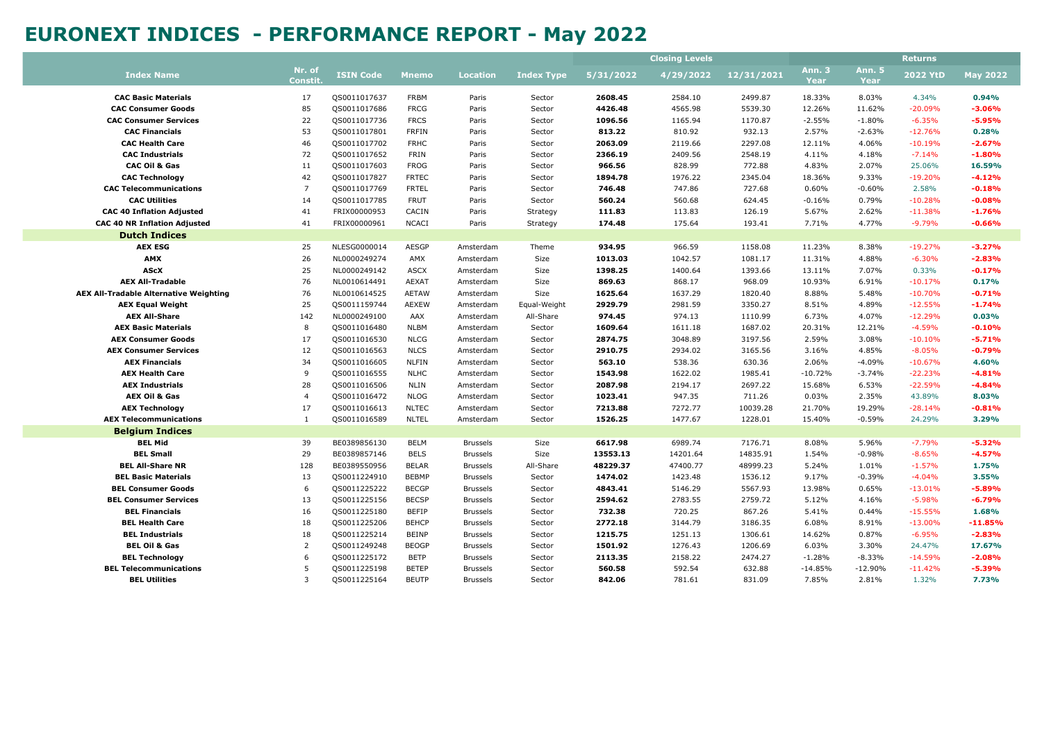# EURONEXT INDICES - PERFORMANCE REPORT - May 2022

| Index Name | Nr. of Constit. | ISIN Code | Mnemo | Location | Index Type | Closing Levels | | | Returns | | | |
|---|---|---|---|---|---|---|---|---|---|---|---|---|
| | | | | | | 5/31/2022 | 4/29/2022 | 12/31/2021 | Ann. 3 Year | Ann. 5 Year | 2022 YtD | May 2022 |
| **CAC Basic Materials** | 17 | QS0011017637 | FRBM | Paris | Sector | **2608.45** | 2584.10 | 2499.87 | 18.33% | 8.03% | 4.34% | **0.94%** |
| **CAC Consumer Goods** | 85 | QS0011017686 | FRCG | Paris | Sector | **4426.48** | 4565.98 | 5539.30 | 12.26% | 11.62% | -20.09% | **-3.06%** |
| **CAC Consumer Services** | 22 | QS0011017736 | FRCS | Paris | Sector | **1096.56** | 1165.94 | 1170.87 | -2.55% | -1.80% | -6.35% | **-5.95%** |
| **CAC Financials** | 53 | QS0011017801 | FRFIN | Paris | Sector | **813.22** | 810.92 | 932.13 | 2.57% | -2.63% | -12.76% | **0.28%** |
| **CAC Health Care** | 46 | QS0011017702 | FRHC | Paris | Sector | **2063.09** | 2119.66 | 2297.08 | 12.11% | 4.06% | -10.19% | **-2.67%** |
| **CAC Industrials** | 72 | QS0011017652 | FRIN | Paris | Sector | **2366.19** | 2409.56 | 2548.19 | 4.11% | 4.18% | -7.14% | **-1.80%** |
| **CAC Oil & Gas** | 11 | QS0011017603 | FROG | Paris | Sector | **966.56** | 828.99 | 772.88 | 4.83% | 2.07% | 25.06% | **16.59%** |
| **CAC Technology** | 42 | QS0011017827 | FRTEC | Paris | Sector | **1894.78** | 1976.22 | 2345.04 | 18.36% | 9.33% | -19.20% | **-4.12%** |
| **CAC Telecommunications** | 7 | QS0011017769 | FRTEL | Paris | Sector | **746.48** | 747.86 | 727.68 | 0.60% | -0.60% | 2.58% | **-0.18%** |
| **CAC Utilities** | 14 | QS0011017785 | FRUT | Paris | Sector | **560.24** | 560.68 | 624.45 | -0.16% | 0.79% | -10.28% | **-0.08%** |
| **CAC 40 Inflation Adjusted** | 41 | FRIX00000953 | CACIN | Paris | Strategy | **111.83** | 113.83 | 126.19 | 5.67% | 2.62% | -11.38% | **-1.76%** |
| **CAC 40 NR Inflation Adjusted** | 41 | FRIX00000961 | NCACI | Paris | Strategy | **174.48** | 175.64 | 193.41 | 7.71% | 4.77% | -9.79% | **-0.66%** |
| **Dutch Indices** | | | | | | | | | | | | |
| **AEX ESG** | 25 | NLESG0000014 | AESGP | Amsterdam | Theme | **934.95** | 966.59 | 1158.08 | 11.23% | 8.38% | -19.27% | **-3.27%** |
| **AMX** | 26 | NL0000249274 | AMX | Amsterdam | Size | **1013.03** | 1042.57 | 1081.17 | 11.31% | 4.88% | -6.30% | **-2.83%** |
| **AScX** | 25 | NL0000249142 | ASCX | Amsterdam | Size | **1398.25** | 1400.64 | 1393.66 | 13.11% | 7.07% | 0.33% | **-0.17%** |
| **AEX All-Tradable** | 76 | NL0010614491 | AEXAT | Amsterdam | Size | **869.63** | 868.17 | 968.09 | 10.93% | 6.91% | -10.17% | **0.17%** |
| **AEX All-Tradable Alternative Weighting** | 76 | NL0010614525 | AETAW | Amsterdam | Size | **1625.64** | 1637.29 | 1820.40 | 8.88% | 5.48% | -10.70% | **-0.71%** |
| **AEX Equal Weight** | 25 | QS0011159744 | AEXEW | Amsterdam | Equal-Weight | **2929.79** | 2981.59 | 3350.27 | 8.51% | 4.89% | -12.55% | **-1.74%** |
| **AEX All-Share** | 142 | NL0000249100 | AAX | Amsterdam | All-Share | **974.45** | 974.13 | 1110.99 | 6.73% | 4.07% | -12.29% | **0.03%** |
| **AEX Basic Materials** | 8 | QS0011016480 | NLBM | Amsterdam | Sector | **1609.64** | 1611.18 | 1687.02 | 20.31% | 12.21% | -4.59% | **-0.10%** |
| **AEX Consumer Goods** | 17 | QS0011016530 | NLCG | Amsterdam | Sector | **2874.75** | 3048.89 | 3197.56 | 2.59% | 3.08% | -10.10% | **-5.71%** |
| **AEX Consumer Services** | 12 | QS0011016563 | NLCS | Amsterdam | Sector | **2910.75** | 2934.02 | 3165.56 | 3.16% | 4.85% | -8.05% | **-0.79%** |
| **AEX Financials** | 34 | QS0011016605 | NLFIN | Amsterdam | Sector | **563.10** | 538.36 | 630.36 | 2.06% | -4.09% | -10.67% | **4.60%** |
| **AEX Health Care** | 9 | QS0011016555 | NLHC | Amsterdam | Sector | **1543.98** | 1622.02 | 1985.41 | -10.72% | -3.74% | -22.23% | **-4.81%** |
| **AEX Industrials** | 28 | QS0011016506 | NLIN | Amsterdam | Sector | **2087.98** | 2194.17 | 2697.22 | 15.68% | 6.53% | -22.59% | **-4.84%** |
| **AEX Oil & Gas** | 4 | QS0011016472 | NLOG | Amsterdam | Sector | **1023.41** | 947.35 | 711.26 | 0.03% | 2.35% | 43.89% | **8.03%** |
| **AEX Technology** | 17 | QS0011016613 | NLTEC | Amsterdam | Sector | **7213.88** | 7272.77 | 10039.28 | 21.70% | 19.29% | -28.14% | **-0.81%** |
| **AEX Telecommunications** | 1 | QS0011016589 | NLTEL | Amsterdam | Sector | **1526.25** | 1477.67 | 1228.01 | 15.40% | -0.59% | 24.29% | **3.29%** |
| **Belgium Indices** | | | | | | | | | | | | |
| **BEL Mid** | 39 | BE0389856130 | BELM | Brussels | Size | **6617.98** | 6989.74 | 7176.71 | 8.08% | 5.96% | -7.79% | **-5.32%** |
| **BEL Small** | 29 | BE0389857146 | BELS | Brussels | Size | **13553.13** | 14201.64 | 14835.91 | 1.54% | -0.98% | -8.65% | **-4.57%** |
| **BEL All-Share NR** | 128 | BE0389550956 | BELAR | Brussels | All-Share | **48229.37** | 47400.77 | 48999.23 | 5.24% | 1.01% | -1.57% | **1.75%** |
| **BEL Basic Materials** | 13 | QS0011224910 | BEBMP | Brussels | Sector | **1474.02** | 1423.48 | 1536.12 | 9.17% | -0.39% | -4.04% | **3.55%** |
| **BEL Consumer Goods** | 6 | QS0011225222 | BECGP | Brussels | Sector | **4843.41** | 5146.29 | 5567.93 | 13.98% | 0.65% | -13.01% | **-5.89%** |
| **BEL Consumer Services** | 13 | QS0011225156 | BECSP | Brussels | Sector | **2594.62** | 2783.55 | 2759.72 | 5.12% | 4.16% | -5.98% | **-6.79%** |
| **BEL Financials** | 16 | QS0011225180 | BEFIP | Brussels | Sector | **732.38** | 720.25 | 867.26 | 5.41% | 0.44% | -15.55% | **1.68%** |
| **BEL Health Care** | 18 | QS0011225206 | BEHCP | Brussels | Sector | **2772.18** | 3144.79 | 3186.35 | 6.08% | 8.91% | -13.00% | **-11.85%** |
| **BEL Industrials** | 18 | QS0011225214 | BEINP | Brussels | Sector | **1215.75** | 1251.13 | 1306.61 | 14.62% | 0.87% | -6.95% | **-2.83%** |
| **BEL Oil & Gas** | 2 | QS0011249248 | BEOGP | Brussels | Sector | **1501.92** | 1276.43 | 1206.69 | 6.03% | 3.30% | 24.47% | **17.67%** |
| **BEL Technology** | 6 | QS0011225172 | BETP | Brussels | Sector | **2113.35** | 2158.22 | 2474.27 | -1.28% | -8.33% | -14.59% | **-2.08%** |
| **BEL Telecommunications** | 5 | QS0011225198 | BETEP | Brussels | Sector | **560.58** | 592.54 | 632.88 | -14.85% | -12.90% | -11.42% | **-5.39%** |
| **BEL Utilities** | 3 | QS0011225164 | BEUTP | Brussels | Sector | **842.06** | 781.61 | 831.09 | 7.85% | 2.81% | 1.32% | **7.73%** |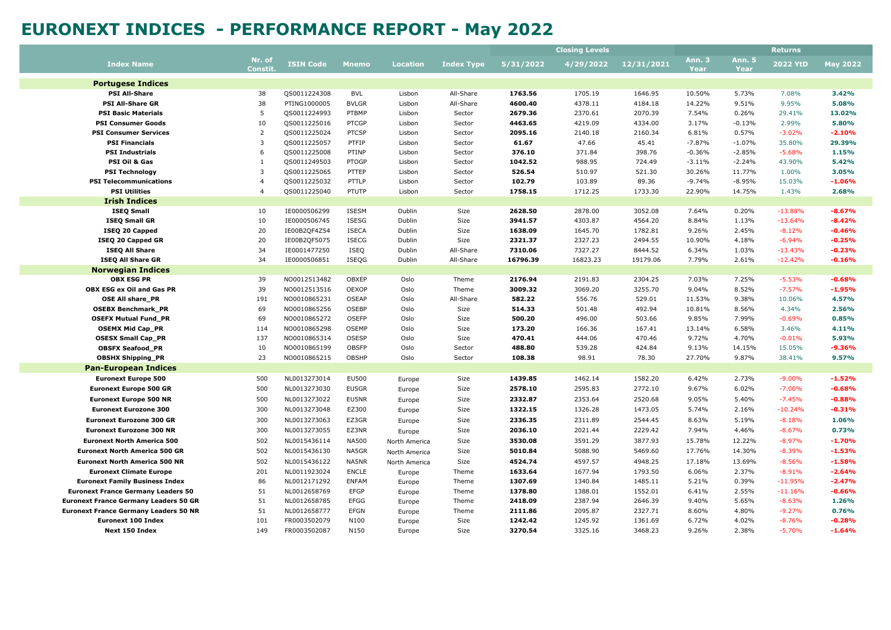# EURONEXT INDICES - PERFORMANCE REPORT - May 2022

| Index Name | Nr. of Constit. | ISIN Code | Mnemo | Location | Index Type | Closing Levels | | | Returns | | | |
|---|---|---|---|---|---|---|---|---|---|---|---|---|
| | | | | | | 5/31/2022 | 4/29/2022 | 12/31/2021 | Ann. 3 Year | Ann. 5 Year | 2022 YtD | May 2022 |
| **Portugese Indices** | | | | | | | | | | | | |
| **PSI All-Share** | 38 | QS0011224308 | BVL | Lisbon | All-Share | **1763.56** | 1705.19 | 1646.95 | 10.50% | 5.73% | 7.08% | **3.42%** |
| **PSI All-Share GR** | 38 | PTING1000005 | BVLGR | Lisbon | All-Share | **4600.40** | 4378.11 | 4184.18 | 14.22% | 9.51% | 9.95% | **5.08%** |
| **PSI Basic Materials** | 5 | QS0011224993 | PTBMP | Lisbon | Sector | **2679.36** | 2370.61 | 2070.39 | 7.54% | 0.26% | 29.41% | **13.02%** |
| **PSI Consumer Goods** | 10 | QS0011225016 | PTCGP | Lisbon | Sector | **4463.65** | 4219.09 | 4334.00 | 3.17% | -0.13% | 2.99% | **5.80%** |
| **PSI Consumer Services** | 2 | QS0011225024 | PTCSP | Lisbon | Sector | **2095.16** | 2140.18 | 2160.34 | 6.81% | 0.57% | -3.02% | **-2.10%** |
| **PSI Financials** | 3 | QS0011225057 | PTFIP | Lisbon | Sector | **61.67** | 47.66 | 45.41 | -7.87% | -1.07% | 35.80% | **29.39%** |
| **PSI Industrials** | 6 | QS0011225008 | PTINP | Lisbon | Sector | **376.10** | 371.84 | 398.76 | -0.36% | -2.85% | -5.68% | **1.15%** |
| **PSI Oil & Gas** | 1 | QS0011249503 | PTOGP | Lisbon | Sector | **1042.52** | 988.95 | 724.49 | -3.11% | -2.24% | 43.90% | **5.42%** |
| **PSI Technology** | 3 | QS0011225065 | PTTEP | Lisbon | Sector | **526.54** | 510.97 | 521.30 | 30.26% | 11.77% | 1.00% | **3.05%** |
| **PSI Telecommunications** | 4 | QS0011225032 | PTTLP | Lisbon | Sector | **102.79** | 103.89 | 89.36 | -9.74% | -8.95% | 15.03% | **-1.06%** |
| **PSI Utilities** | 4 | QS0011225040 | PTUTP | Lisbon | Sector | **1758.15** | 1712.25 | 1733.30 | 22.90% | 14.75% | 1.43% | **2.68%** |
| **Irish Indices** | | | | | | | | | | | | |
| **ISEQ Small** | 10 | IE0000506299 | ISESM | Dublin | Size | **2628.50** | 2878.00 | 3052.08 | 7.64% | 0.20% | -13.88% | **-8.67%** |
| **ISEQ Small GR** | 10 | IE0000506745 | ISESG | Dublin | Size | **3941.57** | 4303.87 | 4564.20 | 8.84% | 1.13% | -13.64% | **-8.42%** |
| **ISEQ 20 Capped** | 20 | IE00B2QF4Z54 | ISECA | Dublin | Size | **1638.09** | 1645.70 | 1782.81 | 9.26% | 2.45% | -8.12% | **-0.46%** |
| **ISEQ 20 Capped GR** | 20 | IE00B2QF5075 | ISECG | Dublin | Size | **2321.37** | 2327.23 | 2494.55 | 10.90% | 4.18% | -6.94% | **-0.25%** |
| **ISEQ All Share** | 34 | IE0001477250 | ISEQ | Dublin | All-Share | **7310.06** | 7327.27 | 8444.52 | 6.34% | 1.03% | -13.43% | **-0.23%** |
| **ISEQ All Share GR** | 34 | IE0000506851 | ISEQG | Dublin | All-Share | **16796.39** | 16823.23 | 19179.06 | 7.79% | 2.61% | -12.42% | **-0.16%** |
| **Norwegian Indices** | | | | | | | | | | | | |
| **OBX ESG PR** | 39 | NO0012513482 | OBXEP | Oslo | Theme | **2176.94** | 2191.83 | 2304.25 | 7.03% | 7.25% | -5.53% | **-0.68%** |
| **OBX ESG ex Oil and Gas PR** | 39 | NO0012513516 | OEXOP | Oslo | Theme | **3009.32** | 3069.20 | 3255.70 | 9.04% | 8.52% | -7.57% | **-1.95%** |
| **OSE All share_PR** | 191 | NO0010865231 | OSEAP | Oslo | All-Share | **582.22** | 556.76 | 529.01 | 11.53% | 9.38% | 10.06% | **4.57%** |
| **OSEBX Benchmark_PR** | 69 | NO0010865256 | OSEBP | Oslo | Size | **514.33** | 501.48 | 492.94 | 10.81% | 8.56% | 4.34% | **2.56%** |
| **OSEFX Mutual Fund_PR** | 69 | NO0010865272 | OSEFP | Oslo | Size | **500.20** | 496.00 | 503.66 | 9.85% | 7.99% | -0.69% | **0.85%** |
| **OSEMX Mid Cap_PR** | 114 | NO0010865298 | OSEMP | Oslo | Size | **173.20** | 166.36 | 167.41 | 13.14% | 6.58% | 3.46% | **4.11%** |
| **OSESX Small Cap_PR** | 137 | NO0010865314 | OSESP | Oslo | Size | **470.41** | 444.06 | 470.46 | 9.72% | 4.70% | -0.01% | **5.93%** |
| **OBSFX Seafood_PR** | 10 | NO0010865199 | OBSFP | Oslo | Sector | **488.80** | 539.28 | 424.84 | 9.13% | 14.15% | 15.05% | **-9.36%** |
| **OBSHX Shipping_PR** | 23 | NO0010865215 | OBSHP | Oslo | Sector | **108.38** | 98.91 | 78.30 | 27.70% | 9.87% | 38.41% | **9.57%** |
| **Pan-European Indices** | | | | | | | | | | | | |
| **Euronext Europe 500** | 500 | NL0013273014 | EU500 | Europe | Size | **1439.85** | 1462.14 | 1582.20 | 6.42% | 2.73% | -9.00% | **-1.52%** |
| **Euronext Europe 500 GR** | 500 | NL0013273030 | EU5GR | Europe | Size | **2578.10** | 2595.83 | 2772.10 | 9.67% | 6.02% | -7.00% | **-0.68%** |
| **Euronext Europe 500 NR** | 500 | NL0013273022 | EU5NR | Europe | Size | **2332.87** | 2353.64 | 2520.68 | 9.05% | 5.40% | -7.45% | **-0.88%** |
| **Euronext Eurozone 300** | 300 | NL0013273048 | EZ300 | Europe | Size | **1322.15** | 1326.28 | 1473.05 | 5.74% | 2.16% | -10.24% | **-0.31%** |
| **Euronext Eurozone 300 GR** | 300 | NL0013273063 | EZ3GR | Europe | Size | **2336.35** | 2311.89 | 2544.45 | 8.63% | 5.19% | -8.18% | **1.06%** |
| **Euronext Eurozone 300 NR** | 300 | NL0013273055 | EZ3NR | Europe | Size | **2036.10** | 2021.44 | 2229.42 | 7.94% | 4.46% | -8.67% | **0.73%** |
| **Euronext North America 500** | 502 | NL0015436114 | NA500 | North America | Size | **3530.08** | 3591.29 | 3877.93 | 15.78% | 12.22% | -8.97% | **-1.70%** |
| **Euronext North America 500 GR** | 502 | NL0015436130 | NA5GR | North America | Size | **5010.84** | 5088.90 | 5469.60 | 17.76% | 14.30% | -8.39% | **-1.53%** |
| **Euronext North America 500 NR** | 502 | NL0015436122 | NA5NR | North America | Size | **4524.74** | 4597.57 | 4948.25 | 17.18% | 13.69% | -8.56% | **-1.58%** |
| **Euronext Climate Europe** | 201 | NL0011923024 | ENCLE | Europe | Theme | **1633.64** | 1677.94 | 1793.50 | 6.06% | 2.37% | -8.91% | **-2.64%** |
| **Euronext Family Business Index** | 86 | NL0012171292 | ENFAM | Europe | Theme | **1307.69** | 1340.84 | 1485.11 | 5.21% | 0.39% | -11.95% | **-2.47%** |
| **Euronext France Germany Leaders 50** | 51 | NL0012658769 | EFGP | Europe | Theme | **1378.80** | 1388.01 | 1552.01 | 6.41% | 2.55% | -11.16% | **-0.66%** |
| **Euronext France Germany Leaders 50 GR** | 51 | NL0012658785 | EFGG | Europe | Theme | **2418.09** | 2387.94 | 2646.39 | 9.40% | 5.65% | -8.63% | **1.26%** |
| **Euronext France Germany Leaders 50 NR** | 51 | NL0012658777 | EFGN | Europe | Theme | **2111.86** | 2095.87 | 2327.71 | 8.60% | 4.80% | -9.27% | **0.76%** |
| **Euronext 100 Index** | 101 | FR0003502079 | N100 | Europe | Size | **1242.42** | 1245.92 | 1361.69 | 6.72% | 4.02% | -8.76% | **-0.28%** |
| **Next 150 Index** | 149 | FR0003502087 | N150 | Europe | Size | **3270.54** | 3325.16 | 3468.23 | 9.26% | 2.38% | -5.70% | **-1.64%** |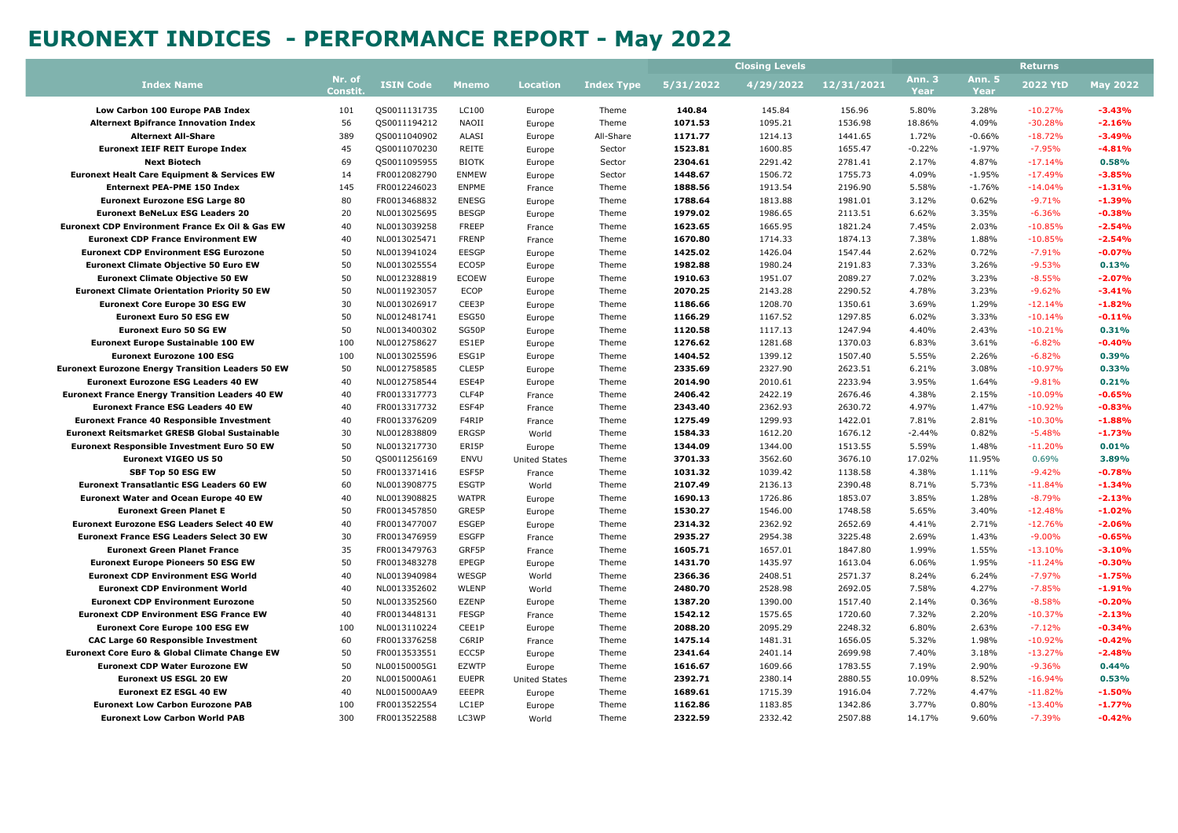# EURONEXT INDICES - PERFORMANCE REPORT - May 2022

| Index Name | Nr. of Constit. | ISIN Code | Mnemo | Location | Index Type | Closing Levels | | | Returns | | | |
|---|---|---|---|---|---|---|---|---|---|---|---|---|
| | | | | | | 5/31/2022 | 4/29/2022 | 12/31/2021 | Ann. 3 Year | Ann. 5 Year | 2022 YtD | May 2022 |
| **Low Carbon 100 Europe PAB Index** | 101 | QS0011131735 | LC100 | Europe | Theme | **140.84** | 145.84 | 156.96 | 5.80% | 3.28% | -10.27% | **-3.43%** |
| **Alternext Bpifrance Innovation Index** | 56 | QS0011194212 | NAOII | Europe | Theme | **1071.53** | 1095.21 | 1536.98 | 18.86% | 4.09% | -30.28% | **-2.16%** |
| **Alternext All-Share** | 389 | QS0011040902 | ALASI | Europe | All-Share | **1171.77** | 1214.13 | 1441.65 | 1.72% | -0.66% | -18.72% | **-3.49%** |
| **Euronext IEIF REIT Europe Index** | 45 | QS0011070230 | REITE | Europe | Sector | **1523.81** | 1600.85 | 1655.47 | -0.22% | -1.97% | -7.95% | **-4.81%** |
| **Next Biotech** | 69 | QS0011095955 | BIOTK | Europe | Sector | **2304.61** | 2291.42 | 2781.41 | 2.17% | 4.87% | -17.14% | **0.58%** |
| **Euronext Healt Care Equipment & Services EW** | 14 | FR0012082790 | ENMEW | Europe | Sector | **1448.67** | 1506.72 | 1755.73 | 4.09% | -1.95% | -17.49% | **-3.85%** |
| **Enternext PEA-PME 150 Index** | 145 | FR0012246023 | ENPME | France | Theme | **1888.56** | 1913.54 | 2196.90 | 5.58% | -1.76% | -14.04% | **-1.31%** |
| **Euronext Eurozone ESG Large 80** | 80 | FR0013468832 | ENESG | Europe | Theme | **1788.64** | 1813.88 | 1981.01 | 3.12% | 0.62% | -9.71% | **-1.39%** |
| **Euronext BeNeLux ESG Leaders 20** | 20 | NL0013025695 | BESGP | Europe | Theme | **1979.02** | 1986.65 | 2113.51 | 6.62% | 3.35% | -6.36% | **-0.38%** |
| **Euronext CDP Environment France Ex Oil & Gas EW** | 40 | NL0013039258 | FREEP | France | Theme | **1623.65** | 1665.95 | 1821.24 | 7.45% | 2.03% | -10.85% | **-2.54%** |
| **Euronext CDP France Environment EW** | 40 | NL0013025471 | FRENP | France | Theme | **1670.80** | 1714.33 | 1874.13 | 7.38% | 1.88% | -10.85% | **-2.54%** |
| **Euronext CDP Environment ESG Eurozone** | 50 | NL0013941024 | EESGP | Europe | Theme | **1425.02** | 1426.04 | 1547.44 | 2.62% | 0.72% | -7.91% | **-0.07%** |
| **Euronext Climate Objective 50 Euro EW** | 50 | NL0013025554 | ECO5P | Europe | Theme | **1982.88** | 1980.24 | 2191.83 | 7.33% | 3.26% | -9.53% | **0.13%** |
| **Euronext Climate Objective 50 EW** | 50 | NL0012328819 | ECOEW | Europe | Theme | **1910.63** | 1951.07 | 2089.27 | 7.02% | 3.23% | -8.55% | **-2.07%** |
| **Euronext Climate Orientation Priority 50 EW** | 50 | NL0011923057 | ECOP | Europe | Theme | **2070.25** | 2143.28 | 2290.52 | 4.78% | 3.23% | -9.62% | **-3.41%** |
| **Euronext Core Europe 30 ESG EW** | 30 | NL0013026917 | CEE3P | Europe | Theme | **1186.66** | 1208.70 | 1350.61 | 3.69% | 1.29% | -12.14% | **-1.82%** |
| **Euronext Euro 50 ESG EW** | 50 | NL0012481741 | ESG50 | Europe | Theme | **1166.29** | 1167.52 | 1297.85 | 6.02% | 3.33% | -10.14% | **-0.11%** |
| **Euronext Euro 50 SG EW** | 50 | NL0013400302 | SG50P | Europe | Theme | **1120.58** | 1117.13 | 1247.94 | 4.40% | 2.43% | -10.21% | **0.31%** |
| **Euronext Europe Sustainable 100 EW** | 100 | NL0012758627 | ES1EP | Europe | Theme | **1276.62** | 1281.68 | 1370.03 | 6.83% | 3.61% | -6.82% | **-0.40%** |
| **Euronext Eurozone 100 ESG** | 100 | NL0013025596 | ESG1P | Europe | Theme | **1404.52** | 1399.12 | 1507.40 | 5.55% | 2.26% | -6.82% | **0.39%** |
| **Euronext Eurozone Energy Transition Leaders 50 EW** | 50 | NL0012758585 | CLE5P | Europe | Theme | **2335.69** | 2327.90 | 2623.51 | 6.21% | 3.08% | -10.97% | **0.33%** |
| **Euronext Eurozone ESG Leaders 40 EW** | 40 | NL0012758544 | ESE4P | Europe | Theme | **2014.90** | 2010.61 | 2233.94 | 3.95% | 1.64% | -9.81% | **0.21%** |
| **Euronext France Energy Transition Leaders 40 EW** | 40 | FR0013317773 | CLF4P | France | Theme | **2406.42** | 2422.19 | 2676.46 | 4.38% | 2.15% | -10.09% | **-0.65%** |
| **Euronext France ESG Leaders 40 EW** | 40 | FR0013317732 | ESF4P | France | Theme | **2343.40** | 2362.93 | 2630.72 | 4.97% | 1.47% | -10.92% | **-0.83%** |
| **Euronext France 40 Responsible Investment** | 40 | FR0013376209 | F4RIP | France | Theme | **1275.49** | 1299.93 | 1422.01 | 7.81% | 2.81% | -10.30% | **-1.88%** |
| **Euronext Reitsmarket GRESB Global Sustainable** | 30 | NL0012838809 | ERGSP | World | Theme | **1584.33** | 1612.20 | 1676.12 | -2.44% | 0.82% | -5.48% | **-1.73%** |
| **Euronext Responsible Investment Euro 50 EW** | 50 | NL0013217730 | ERI5P | Europe | Theme | **1344.09** | 1344.00 | 1513.55 | 5.59% | 1.48% | -11.20% | **0.01%** |
| **Euronext VIGEO US 50** | 50 | QS0011256169 | ENVU | United States | Theme | **3701.33** | 3562.60 | 3676.10 | 17.02% | 11.95% | 0.69% | **3.89%** |
| **SBF Top 50 ESG EW** | 50 | FR0013371416 | ESF5P | France | Theme | **1031.32** | 1039.42 | 1138.58 | 4.38% | 1.11% | -9.42% | **-0.78%** |
| **Euronext Transatlantic ESG Leaders 60 EW** | 60 | NL0013908775 | ESGTP | World | Theme | **2107.49** | 2136.13 | 2390.48 | 8.71% | 5.73% | -11.84% | **-1.34%** |
| **Euronext Water and Ocean Europe 40 EW** | 40 | NL0013908825 | WATPR | Europe | Theme | **1690.13** | 1726.86 | 1853.07 | 3.85% | 1.28% | -8.79% | **-2.13%** |
| **Euronext Green Planet E** | 50 | FR0013457850 | GRE5P | Europe | Theme | **1530.27** | 1546.00 | 1748.58 | 5.65% | 3.40% | -12.48% | **-1.02%** |
| **Euronext Eurozone ESG Leaders Select 40 EW** | 40 | FR0013477007 | ESGEP | Europe | Theme | **2314.32** | 2362.92 | 2652.69 | 4.41% | 2.71% | -12.76% | **-2.06%** |
| **Euronext France ESG Leaders Select 30 EW** | 30 | FR0013476959 | ESGFP | France | Theme | **2935.27** | 2954.38 | 3225.48 | 2.69% | 1.43% | -9.00% | **-0.65%** |
| **Euronext Green Planet France** | 35 | FR0013479763 | GRF5P | France | Theme | **1605.71** | 1657.01 | 1847.80 | 1.99% | 1.55% | -13.10% | **-3.10%** |
| **Euronext Europe Pioneers 50 ESG EW** | 50 | FR0013483278 | EPEGP | Europe | Theme | **1431.70** | 1435.97 | 1613.04 | 6.06% | 1.95% | -11.24% | **-0.30%** |
| **Euronext CDP Environment ESG World** | 40 | NL0013940984 | WESGP | World | Theme | **2366.36** | 2408.51 | 2571.37 | 8.24% | 6.24% | -7.97% | **-1.75%** |
| **Euronext CDP Environment World** | 40 | NL0013352602 | WLENP | World | Theme | **2480.70** | 2528.98 | 2692.05 | 7.58% | 4.27% | -7.85% | **-1.91%** |
| **Euronext CDP Environment Eurozone** | 50 | NL0013352560 | EZENP | Europe | Theme | **1387.20** | 1390.00 | 1517.40 | 2.14% | 0.36% | -8.58% | **-0.20%** |
| **Euronext CDP Environment ESG France EW** | 40 | FR0013448131 | FESGP | France | Theme | **1542.12** | 1575.65 | 1720.60 | 7.32% | 2.20% | -10.37% | **-2.13%** |
| **Euronext Core Europe 100 ESG EW** | 100 | NL0013110224 | CEE1P | Europe | Theme | **2088.20** | 2095.29 | 2248.32 | 6.80% | 2.63% | -7.12% | **-0.34%** |
| **CAC Large 60 Responsible Investment** | 60 | FR0013376258 | C6RIP | France | Theme | **1475.14** | 1481.31 | 1656.05 | 5.32% | 1.98% | -10.92% | **-0.42%** |
| **Euronext Core Euro & Global Climate Change EW** | 50 | FR0013533551 | ECC5P | Europe | Theme | **2341.64** | 2401.14 | 2699.98 | 7.40% | 3.18% | -13.27% | **-2.48%** |
| **Euronext CDP Water Eurozone EW** | 50 | NL00150005G1 | EZWTP | Europe | Theme | **1616.67** | 1609.66 | 1783.55 | 7.19% | 2.90% | -9.36% | **0.44%** |
| **Euronext US ESGL 20 EW** | 20 | NL0015000A61 | EUEPR | United States | Theme | **2392.71** | 2380.14 | 2880.55 | 10.09% | 8.52% | -16.94% | **0.53%** |
| **Euronext EZ ESGL 40 EW** | 40 | NL0015000AA9 | EEEPR | Europe | Theme | **1689.61** | 1715.39 | 1916.04 | 7.72% | 4.47% | -11.82% | **-1.50%** |
| **Euronext Low Carbon Eurozone PAB** | 100 | FR0013522554 | LC1EP | Europe | Theme | **1162.86** | 1183.85 | 1342.86 | 3.77% | 0.80% | -13.40% | **-1.77%** |
| **Euronext Low Carbon World PAB** | 300 | FR0013522588 | LC3WP | World | Theme | **2322.59** | 2332.42 | 2507.88 | 14.17% | 9.60% | -7.39% | **-0.42%** |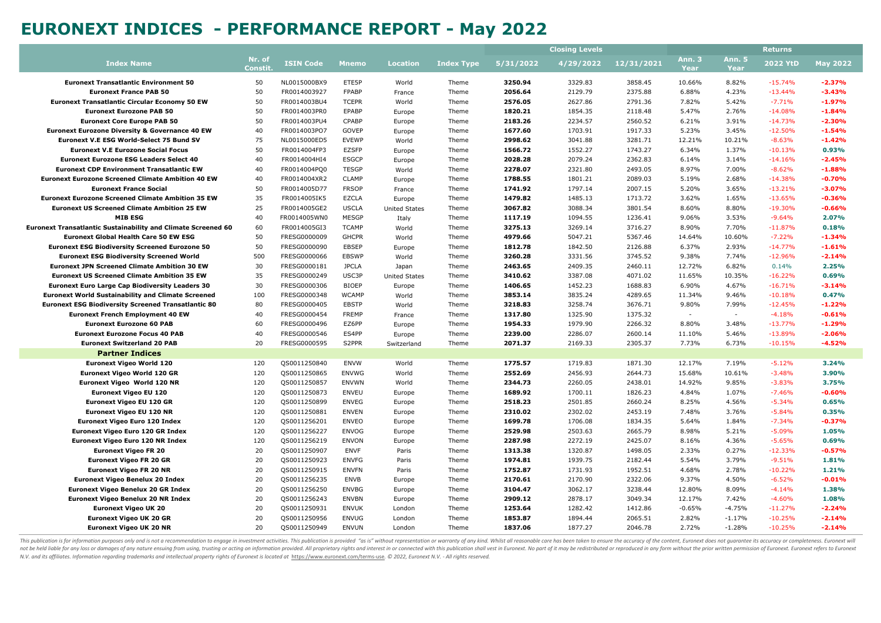# EURONEXT INDICES - PERFORMANCE REPORT - May 2022

| Index Name | Nr. of Constit. | ISIN Code | Mnemo | Location | Index Type | Closing Levels | | | Returns | | | |
|---|---|---|---|---|---|---|---|---|---|---|---|---|
| | | | | | | 5/31/2022 | 4/29/2022 | 12/31/2021 | Ann. 3 Year | Ann. 5 Year | 2022 YtD | May 2022 |
| **Euronext Transatlantic Environment 50** | 50 | NL0015000BX9 | ETE5P | World | Theme | **3250.94** | 3329.83 | 3858.45 | 10.66% | 8.82% | -15.74% | **-2.37%** |
| **Euronext France PAB 50** | 50 | FR0014003927 | FPABP | France | Theme | **2056.64** | 2129.79 | 2375.88 | 6.88% | 4.23% | -13.44% | **-3.43%** |
| **Euronext Transatlantic Circular Economy 50 EW** | 50 | FR0014003BU4 | TCEPR | World | Theme | **2576.05** | 2627.86 | 2791.36 | 7.82% | 5.42% | -7.71% | **-1.97%** |
| **Euronext Eurozone PAB 50** | 50 | FR0014003PR0 | EPABP | Europe | Theme | **1820.21** | 1854.35 | 2118.48 | 5.47% | 2.76% | -14.08% | **-1.84%** |
| **Euronext Core Europe PAB 50** | 50 | FR0014003PU4 | CPABP | Europe | Theme | **2183.26** | 2234.57 | 2560.52 | 6.21% | 3.91% | -14.73% | **-2.30%** |
| **Euronext Eurozone Diversity & Governance 40 EW** | 40 | FR0014003PO7 | GOVEP | Europe | Theme | **1677.60** | 1703.91 | 1917.33 | 5.23% | 3.45% | -12.50% | **-1.54%** |
| **Euronext V.E ESG World-Select 75 Bund SV** | 75 | NL0015000ED5 | EVEWP | World | Theme | **2998.62** | 3041.88 | 3281.71 | 12.21% | 10.21% | -8.63% | **-1.42%** |
| **Euronext V.E Eurozone Social Focus** | 50 | FR0014004FP3 | EZSFP | Europe | Theme | **1566.72** | 1552.27 | 1743.27 | 6.34% | 1.37% | -10.13% | **0.93%** |
| **Euronext Eurozone ESG Leaders Select 40** | 40 | FR0014004HI4 | ESGCP | Europe | Theme | **2028.28** | 2079.24 | 2362.83 | 6.14% | 3.14% | -14.16% | **-2.45%** |
| **Euronext CDP Environment Transatlantic EW** | 40 | FR0014004PQ0 | TESGP | World | Theme | **2278.07** | 2321.80 | 2493.05 | 8.97% | 7.00% | -8.62% | **-1.88%** |
| **Euronext Eurozone Screened Climate Ambition 40 EW** | 40 | FR0014004XR2 | CLAMP | Europe | Theme | **1788.55** | 1801.21 | 2089.03 | 5.19% | 2.68% | -14.38% | **-0.70%** |
| **Euronext France Social** | 50 | FR0014005D77 | FRSOP | France | Theme | **1741.92** | 1797.14 | 2007.15 | 5.20% | 3.65% | -13.21% | **-3.07%** |
| **Euronext Eurozone Screened Climate Ambition 35 EW** | 35 | FR0014005IK5 | EZCLA | Europe | Theme | **1479.82** | 1485.13 | 1713.72 | 3.62% | 1.65% | -13.65% | **-0.36%** |
| **Euronext US Screened Climate Ambition 25 EW** | 25 | FR0014005GE2 | USCLA | United States | Theme | **3067.82** | 3088.34 | 3801.54 | 8.60% | 8.80% | -19.30% | **-0.66%** |
| **MIB ESG** | 40 | FR0014005WN0 | MESGP | Italy | Theme | **1117.19** | 1094.55 | 1236.41 | 9.06% | 3.53% | -9.64% | **2.07%** |
| **Euronext Transatlantic Sustainability and Climate Screened 60** | 60 | FR0014005GI3 | TCAMP | World | Theme | **3275.13** | 3269.14 | 3716.27 | 8.90% | 7.70% | -11.87% | **0.18%** |
| **Euronext Global Health Care 50 EW ESG** | 50 | FRESG0000009 | GHCPR | World | Theme | **4979.66** | 5047.21 | 5367.46 | 14.64% | 10.60% | -7.22% | **-1.34%** |
| **Euronext ESG Biodiversity Screened Eurozone 50** | 50 | FRESG0000090 | EBSEP | Europe | Theme | **1812.78** | 1842.50 | 2126.88 | 6.37% | 2.93% | -14.77% | **-1.61%** |
| **Euronext ESG Biodiversity Screened World** | 500 | FRESG0000066 | EBSWP | World | Theme | **3260.28** | 3331.56 | 3745.52 | 9.38% | 7.74% | -12.96% | **-2.14%** |
| **Euronext JPN Screened Climate Ambition 30 EW** | 30 | FRESG0000181 | JPCLA | Japan | Theme | **2463.65** | 2409.35 | 2460.11 | 12.72% | 6.82% | 0.14% | **2.25%** |
| **Euronext US Screened Climate Ambition 35 EW** | 35 | FRESG0000249 | USC3P | United States | Theme | **3410.62** | 3387.08 | 4071.02 | 11.65% | 10.35% | -16.22% | **0.69%** |
| **Euronext Euro Large Cap Biodiversity Leaders 30** | 30 | FRESG0000306 | BIOEP | Europe | Theme | **1406.65** | 1452.23 | 1688.83 | 6.90% | 4.67% | -16.71% | **-3.14%** |
| **Euronext World Sustainability and Climate Screened** | 100 | FRESG0000348 | WCAMP | World | Theme | **3853.14** | 3835.24 | 4289.65 | 11.34% | 9.46% | -10.18% | **0.47%** |
| **Euronext ESG Biodiversity Screened Transatlantic 80** | 80 | FRESG0000405 | EBSTP | World | Theme | **3218.83** | 3258.74 | 3676.71 | 9.80% | 7.99% | -12.45% | **-1.22%** |
| **Euronext French Employment 40 EW** | 40 | FRESG0000454 | FREMP | France | Theme | **1317.80** | 1325.90 | 1375.32 | - | - | -4.18% | **-0.61%** |
| **Euronext Eurozone 60 PAB** | 60 | FRESG0000496 | EZ6PP | Europe | Theme | **1954.33** | 1979.90 | 2266.32 | 8.80% | 3.48% | -13.77% | **-1.29%** |
| **Euronext Eurozone Focus 40 PAB** | 40 | FRESG0000546 | ES4PP | Europe | Theme | **2239.00** | 2286.07 | 2600.14 | 11.10% | 5.46% | -13.89% | **-2.06%** |
| **Euronext Switzerland 20 PAB** | 20 | FRESG0000595 | S2PPR | Switzerland | Theme | **2071.37** | 2169.33 | 2305.37 | 7.73% | 6.73% | -10.15% | **-4.52%** |
| **Partner Indices** | | | | | | | | | | | | |
| **Euronext Vigeo World 120** | 120 | QS0011250840 | ENVW | World | Theme | **1775.57** | 1719.83 | 1871.30 | 12.17% | 7.19% | -5.12% | **3.24%** |
| **Euronext Vigeo World 120 GR** | 120 | QS0011250865 | ENVWG | World | Theme | **2552.69** | 2456.93 | 2644.73 | 15.68% | 10.61% | -3.48% | **3.90%** |
| **Euronext Vigeo World 120 NR** | 120 | QS0011250857 | ENVWN | World | Theme | **2344.73** | 2260.05 | 2438.01 | 14.92% | 9.85% | -3.83% | **3.75%** |
| **Euronext Vigeo EU 120** | 120 | QS0011250873 | ENVEU | Europe | Theme | **1689.92** | 1700.11 | 1826.23 | 4.84% | 1.07% | -7.46% | **-0.60%** |
| **Euronext Vigeo EU 120 GR** | 120 | QS0011250899 | ENVEG | Europe | Theme | **2518.23** | 2501.85 | 2660.24 | 8.25% | 4.56% | -5.34% | **0.65%** |
| **Euronext Vigeo EU 120 NR** | 120 | QS0011250881 | ENVEN | Europe | Theme | **2310.02** | 2302.02 | 2453.19 | 7.48% | 3.76% | -5.84% | **0.35%** |
| **Euronext Vigeo Euro 120 Index** | 120 | QS0011256201 | ENVEO | Europe | Theme | **1699.78** | 1706.08 | 1834.35 | 5.64% | 1.84% | -7.34% | **-0.37%** |
| **Euronext Vigeo Euro 120 GR Index** | 120 | QS0011256227 | ENVOG | Europe | Theme | **2529.98** | 2503.63 | 2665.79 | 8.98% | 5.21% | -5.09% | **1.05%** |
| **Euronext Vigeo Euro 120 NR Index** | 120 | QS0011256219 | ENVON | Europe | Theme | **2287.98** | 2272.19 | 2425.07 | 8.16% | 4.36% | -5.65% | **0.69%** |
| **Euronext Vigeo FR 20** | 20 | QS0011250907 | ENVF | Paris | Theme | **1313.38** | 1320.87 | 1498.05 | 2.33% | 0.27% | -12.33% | **-0.57%** |
| **Euronext Vigeo FR 20 GR** | 20 | QS0011250923 | ENVFG | Paris | Theme | **1974.81** | 1939.75 | 2182.44 | 5.54% | 3.79% | -9.51% | **1.81%** |
| **Euronext Vigeo FR 20 NR** | 20 | QS0011250915 | ENVFN | Paris | Theme | **1752.87** | 1731.93 | 1952.51 | 4.68% | 2.78% | -10.22% | **1.21%** |
| **Euronext Vigeo Benelux 20 Index** | 20 | QS0011256235 | ENVB | Europe | Theme | **2170.61** | 2170.90 | 2322.06 | 9.37% | 4.50% | -6.52% | **-0.01%** |
| **Euronext Vigeo Benelux 20 GR Index** | 20 | QS0011256250 | ENVBG | Europe | Theme | **3104.47** | 3062.17 | 3238.44 | 12.80% | 8.09% | -4.14% | **1.38%** |
| **Euronext Vigeo Benelux 20 NR Index** | 20 | QS0011256243 | ENVBN | Europe | Theme | **2909.12** | 2878.17 | 3049.34 | 12.17% | 7.42% | -4.60% | **1.08%** |
| **Euronext Vigeo UK 20** | 20 | QS0011250931 | ENVUK | London | Theme | **1253.64** | 1282.42 | 1412.86 | -0.65% | -4.75% | -11.27% | **-2.24%** |
| **Euronext Vigeo UK 20 GR** | 20 | QS0011250956 | ENVUG | London | Theme | **1853.87** | 1894.44 | 2065.51 | 2.82% | -1.17% | -10.25% | **-2.14%** |
| **Euronext Vigeo UK 20 NR** | 20 | QS0011250949 | ENVUN | London | Theme | **1837.06** | 1877.27 | 2046.78 | 2.72% | -1.28% | -10.25% | **-2.14%** |

*This publication is for information purposes only and is not a recommendation to engage in investment activities. This publication is provided "as is" without representation or warranty of any kind. Whilst all reasonable care has been taken to ensure the accuracy of the content, Euronext does not guarantee its accuracy or completeness. Euronext will not be held liable for any loss or damages of any nature ensuing from using, trusting or acting on information provided. All proprietary rights and interest in or connected with this publication shall vest in Euronext. No part of it may be redistributed or reproduced in any form without the prior written permission of Euronext. Euronext refers to Euronext N.V. and its affiliates. Information regarding trademarks and intellectual property rights of Euronext is located at https://www.euronext.com/terms-use. © 2022, Euronext N.V. - All rights reserved.*